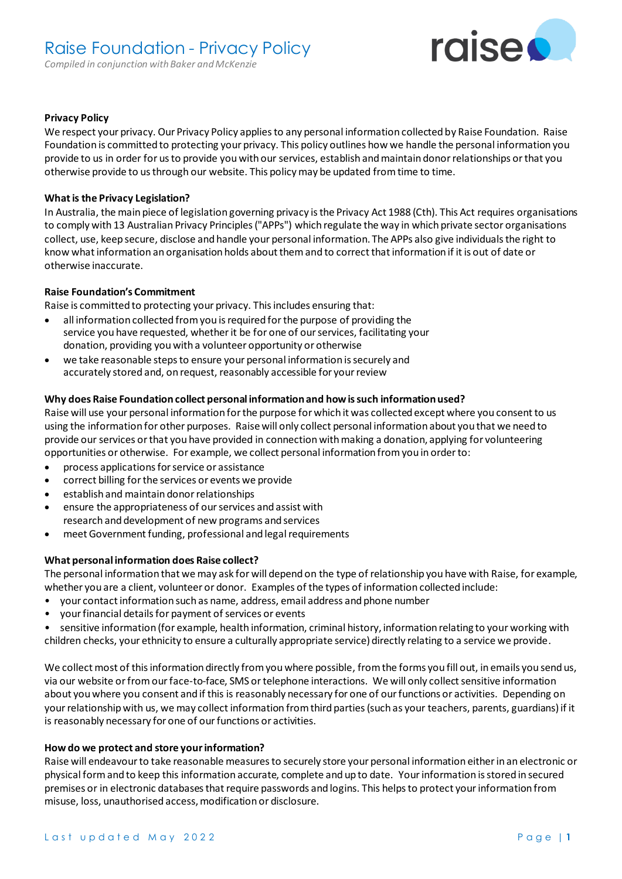# Raise Foundation - Privacy Policy

*Compiled in conjunction with Baker and McKenzie*

**Privacy Policy**

We respect your privacy. Our Privacy Policy applies to any personal information collected by Raise Foundation. Raise Foundation is committed to protecting your privacy. This policy outlines how we handle the personal information you provide to us in order for us to provide you with our services, establish and maintain donor relationships or that you otherwise provide to us through our website. This policy may be updated from time to time.

**What is the Privacy Legislation?**

In Australia, the main piece of legislation governing privacy is the Privacy Act 1988 (Cth). This Act requires organisations to comply with 13 Australian Privacy Principles ("APPs") which regulate the way in which private sector organisations collect, use, keep secure, disclose and handle your personal information. The APPs also give individuals the right to know what information an organisation holds about them and to correct that information if it is out of date or otherwise inaccurate.

**Raise Foundation's Commitment**

Raise is committed to protecting your privacy. This includes ensuring that:

- all information collected from you is required for the purpose of providing the service you have requested, whether it be for one of our services, facilitating your donation, providing you with a volunteer opportunity or otherwise
- we take reasonable steps to ensure your personal information is securely and accurately stored and, on request, reasonably accessible for your review

**Why does Raise Foundation collect personal information and how is such information used?**

Raise will use your personal information for the purpose for which it was collected except where you consent to us using the information for other purposes. Raise will only collect personal information about you that we need to provide our services or that you have provided in connection with making a donation, applying for volunteering opportunities or otherwise. For example, we collect personal information from you in order to:

- process applications for service or assistance
- correct billing for the services or events we provide
- establish and maintain donor relationships
- ensure the appropriateness of our services and assist with research and development of new programs and services
- meet Government funding, professional and legal requirements

**What personal information does Raise collect?**

The personal information that we may ask for will depend on the type of relationship you have with Raise, for example, whether you are a client, volunteer or donor. Examples of the types of information collected include:

- your contact information such as name, address, email address and phone number
- your financial details for payment of services or events
- sensitive information (for example, health information, criminal history, information relating to your working with children checks, your ethnicity to ensure a culturally appropriate service) directly relating to a service we provide.

We collect most of this information directly from you where possible, from the forms you fill out, in emails you send us, via our website or from our face-to-face, SMS or telephone interactions. We will only collect sensitive information about you where you consent and if this is reasonably necessary for one of our functions or activities. Depending on your relationship with us, we may collect information from third parties (such as your teachers, parents, guardians) if it is reasonably necessary for one of our functions or activities.

**How do we protect and store your information?**

Raise will endeavour to take reasonable measures to securely store your personal information either in an electronic or physical form and to keep this information accurate, complete and up to date. Your information is stored in secured premises or in electronic databases that require passwords and logins. This helps to protect your information from misuse, loss, unauthorised access, modification or disclosure.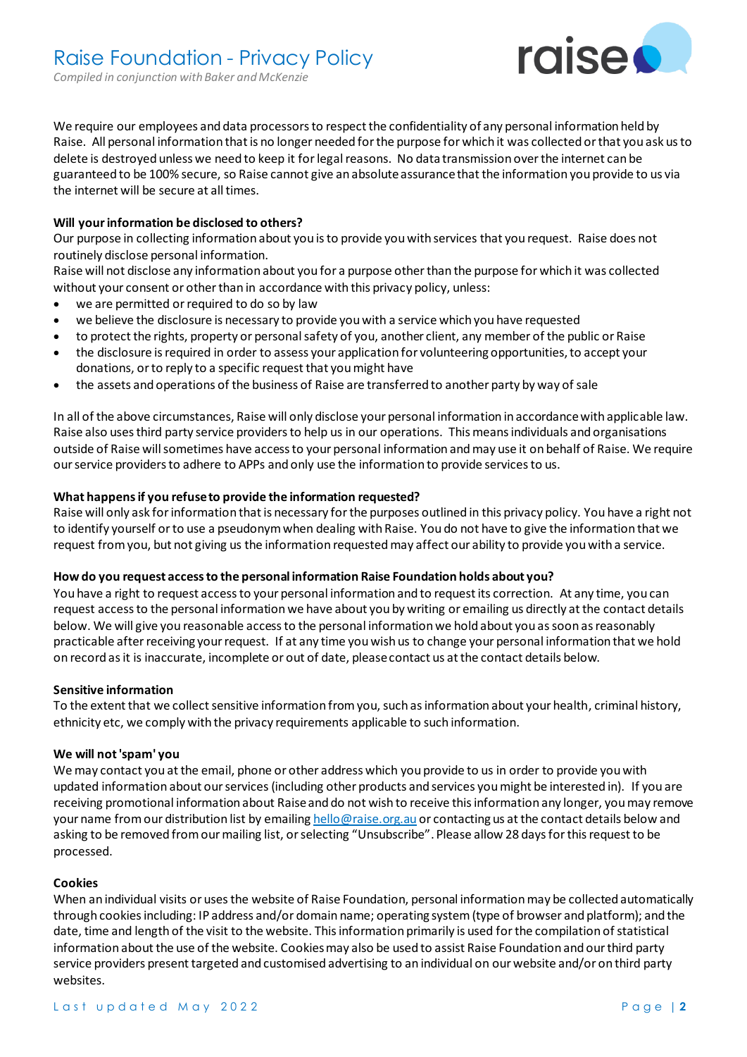We require our employees and data processors to respect the confidentiality of any personal information held by Raise. All personal information that is no longer needed for the purpose for which it was collected or that you ask us to delete is destroyed unless we need to keep it for legal reasons. No data transmission over the internet can be guaranteed to be 100% secure, so Raise cannot give an absolute assurance that the information you provide to us via the internet will be secure at all times.

**Will your information be disclosed to others?**

Our purpose in collecting information about you is to provide you with services that you request. Raise does not routinely disclose personal information.

Raise will not disclose any information about you for a purpose other than the purpose for which it was collected without your consent or other than in accordance with this privacy policy, unless:

- we are permitted or required to do so by law
- we believe the disclosure is necessary to provide you with a service which you have requested
- to protect the rights, property or personal safety of you, another client, any member of the public or Raise
- the disclosure is required in order to assess your application for volunteering opportunities, to accept your donations, or to reply to a specific request that you might have
- the assets and operations of the business of Raise are transferred to another party by way of sale

In all of the above circumstances, Raise will only disclose your personal information in accordance with applicable law. Raise also uses third party service providers to help us in our operations. This means individuals and organisations outside of Raise will sometimes have access to your personal information and may use it on behalf of Raise. We require our service providers to adhere to APPs and only use the information to provide services to us.

**What happens if you refuse to provide the information requested?**

Raise will only ask for information that is necessary for the purposes outlined in this privacy policy. You have a right not to identify yourself or to use a pseudonym when dealing with Raise. You do not have to give the information that we request from you, but not giving us the information requested may affect our ability to provide you with a service.

**How do you request access to the personal information Raise Foundation holds about you?**

You have a right to request access to your personal information and to request its correction. At any time, you can request access to the personal information we have about you by writing or emailing us directly at the contact details below. We will give you reasonable access to the personal information we hold about you as soon as reasonably practicable after receiving your request. If at any time you wish us to change your personal information that we hold on record as it is inaccurate, incomplete or out of date, please contact us at the contact details below.

**Sensitive information**

To the extent that we collect sensitive information from you, such as information about your health, criminal history, ethnicity etc, we comply with the privacy requirements applicable to such information.

**We will not 'spam' you**

We may contact you at the email, phone or other address which you provide to us in order to provide you with updated information about our services (including other products and services you might be interested in). If you are receiving promotional information about Raise and do not wish to receive this information any longer, you may remove your name from our distribution list by emailing hello@raise.org.au or contacting us at the contact details below and asking to be removed from our mailing list, or selecting "Unsubscribe". Please allow 28 days for this request to be processed.

**Cookies**

When an individual visits or uses the website of Raise Foundation, personal information may be collected automatically through cookies including: IP address and/or domain name; operating system (type of browser and platform); and the date, time and length of the visit to the website. This information primarily is used for the compilation of statistical information about the use of the website. Cookies may also be used to assist Raise Foundation and our third party service providers present targeted and customised advertising to an individual on our website and/or on third party websites.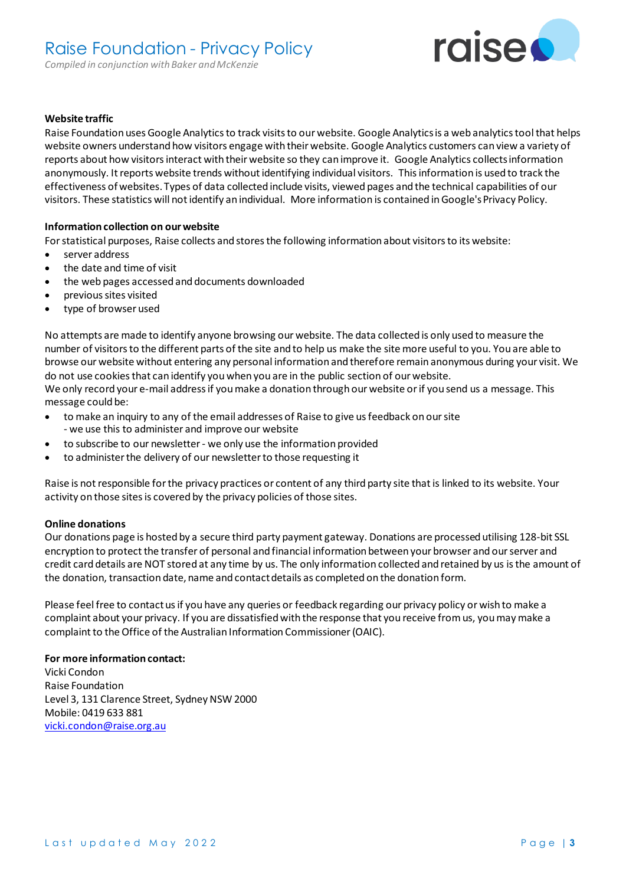**Website traffic**
Raise Foundation uses Google Analytics to track visits to our website. Google Analytics is a web analytics tool that helps website owners understand how visitors engage with their website. Google Analytics customers can view a variety of reports about how visitors interact with their website so they can improve it. Google Analytics collects information anonymously. It reports website trends without identifying individual visitors. This information is used to track the effectiveness of websites. Types of data collected include visits, viewed pages and the technical capabilities of our visitors. These statistics will not identify an individual. More information is contained in Google's Privacy Policy.

**Information collection on our website**
For statistical purposes, Raise collects and stores the following information about visitors to its website:

- server address
- the date and time of visit
- the web pages accessed and documents downloaded
- previous sites visited
- type of browser used

No attempts are made to identify anyone browsing our website. The data collected is only used to measure the number of visitors to the different parts of the site and to help us make the site more useful to you. You are able to browse our website without entering any personal information and therefore remain anonymous during your visit. We do not use cookies that can identify you when you are in the public section of our website.
We only record your e-mail address if you make a donation through our website or if you send us a message. This message could be:

- to make an inquiry to any of the email addresses of Raise to give us feedback on our site - we use this to administer and improve our website
- to subscribe to our newsletter - we only use the information provided
- to administer the delivery of our newsletter to those requesting it

Raise is not responsible for the privacy practices or content of any third party site that is linked to its website. Your activity on those sites is covered by the privacy policies of those sites.

**Online donations**
Our donations page is hosted by a secure third party payment gateway. Donations are processed utilising 128-bit SSL encryption to protect the transfer of personal and financial information between your browser and our server and credit card details are NOT stored at any time by us. The only information collected and retained by us is the amount of the donation, transaction date, name and contact details as completed on the donation form.

Please feel free to contact us if you have any queries or feedback regarding our privacy policy or wish to make a complaint about your privacy. If you are dissatisfied with the response that you receive from us, you may make a complaint to the Office of the Australian Information Commissioner (OAIC).

**For more information contact:**
Vicki Condon
Raise Foundation
Level 3, 131 Clarence Street, Sydney NSW 2000
Mobile: 0419 633 881
vicki.condon@raise.org.au